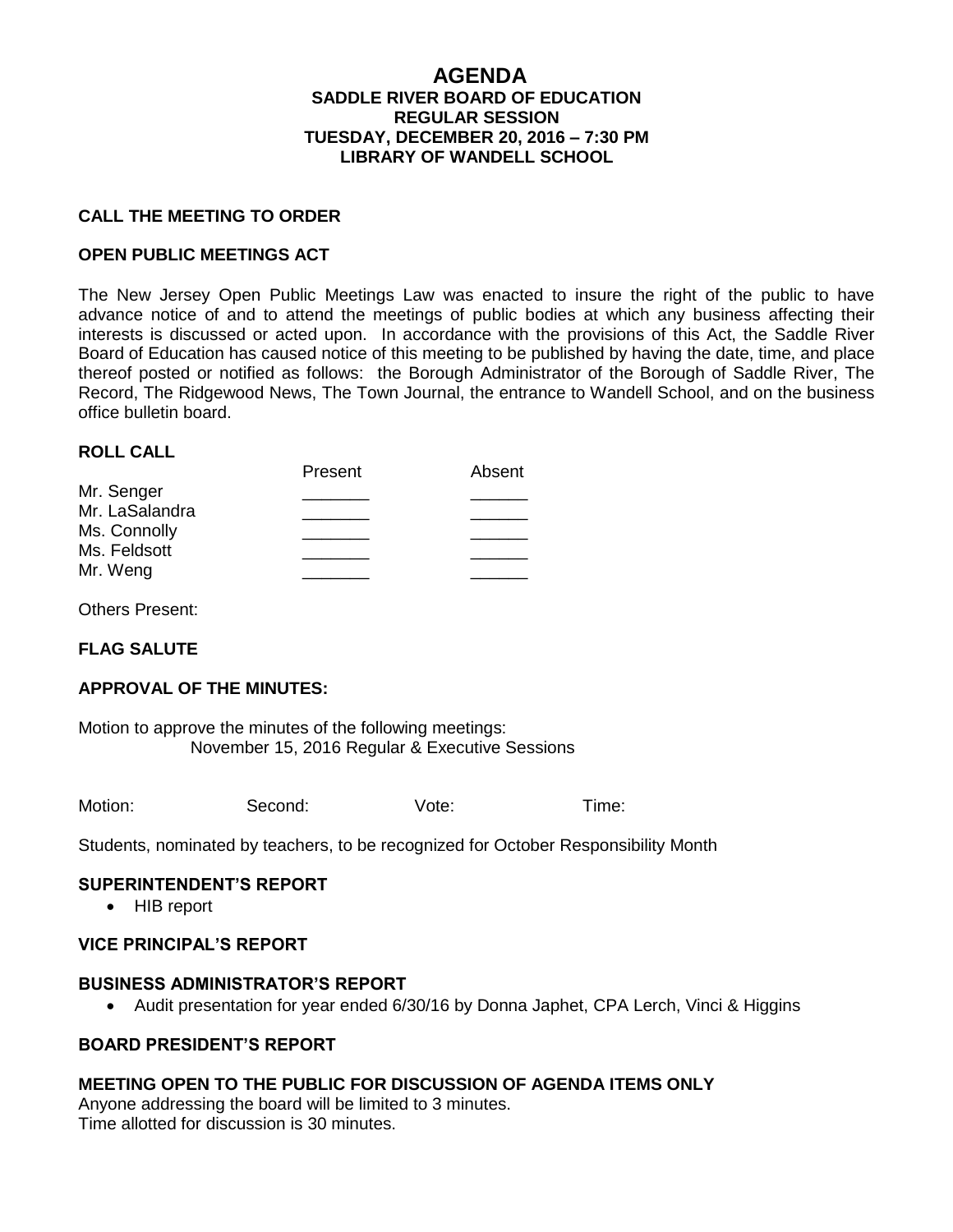# AGENDA

## SADDLE RIVER BOARD OF EDUCATION
## REGULAR SESSION
## TUESDAY, DECEMBER 20, 2016 – 7:30 PM
## LIBRARY OF WANDELL SCHOOL

**CALL THE MEETING TO ORDER**

**OPEN PUBLIC MEETINGS ACT**

The New Jersey Open Public Meetings Law was enacted to insure the right of the public to have advance notice of and to attend the meetings of public bodies at which any business affecting their interests is discussed or acted upon. In accordance with the provisions of this Act, the Saddle River Board of Education has caused notice of this meeting to be published by having the date, time, and place thereof posted or notified as follows: the Borough Administrator of the Borough of Saddle River, The Record, The Ridgewood News, The Town Journal, the entrance to Wandell School, and on the business office bulletin board.

**ROLL CALL**

| | Present | Absent |
|---|---|---|
| Mr. Senger | _______ | ______ |
| Mr. LaSalandra | _______ | ______ |
| Ms. Connolly | _______ | ______ |
| Ms. Feldsott | _______ | ______ |
| Mr. Weng | _______ | ______ |

Others Present:

**FLAG SALUTE**

**APPROVAL OF THE MINUTES:**

Motion to approve the minutes of the following meetings:
November 15, 2016 Regular & Executive Sessions

Motion: Second: Vote: Time:

Students, nominated by teachers, to be recognized for October Responsibility Month

**SUPERINTENDENT'S REPORT**

- HIB report

**VICE PRINCIPAL'S REPORT**

**BUSINESS ADMINISTRATOR'S REPORT**

- Audit presentation for year ended 6/30/16 by Donna Japhet, CPA Lerch, Vinci & Higgins

**BOARD PRESIDENT'S REPORT**

**MEETING OPEN TO THE PUBLIC FOR DISCUSSION OF AGENDA ITEMS ONLY**

Anyone addressing the board will be limited to 3 minutes.
Time allotted for discussion is 30 minutes.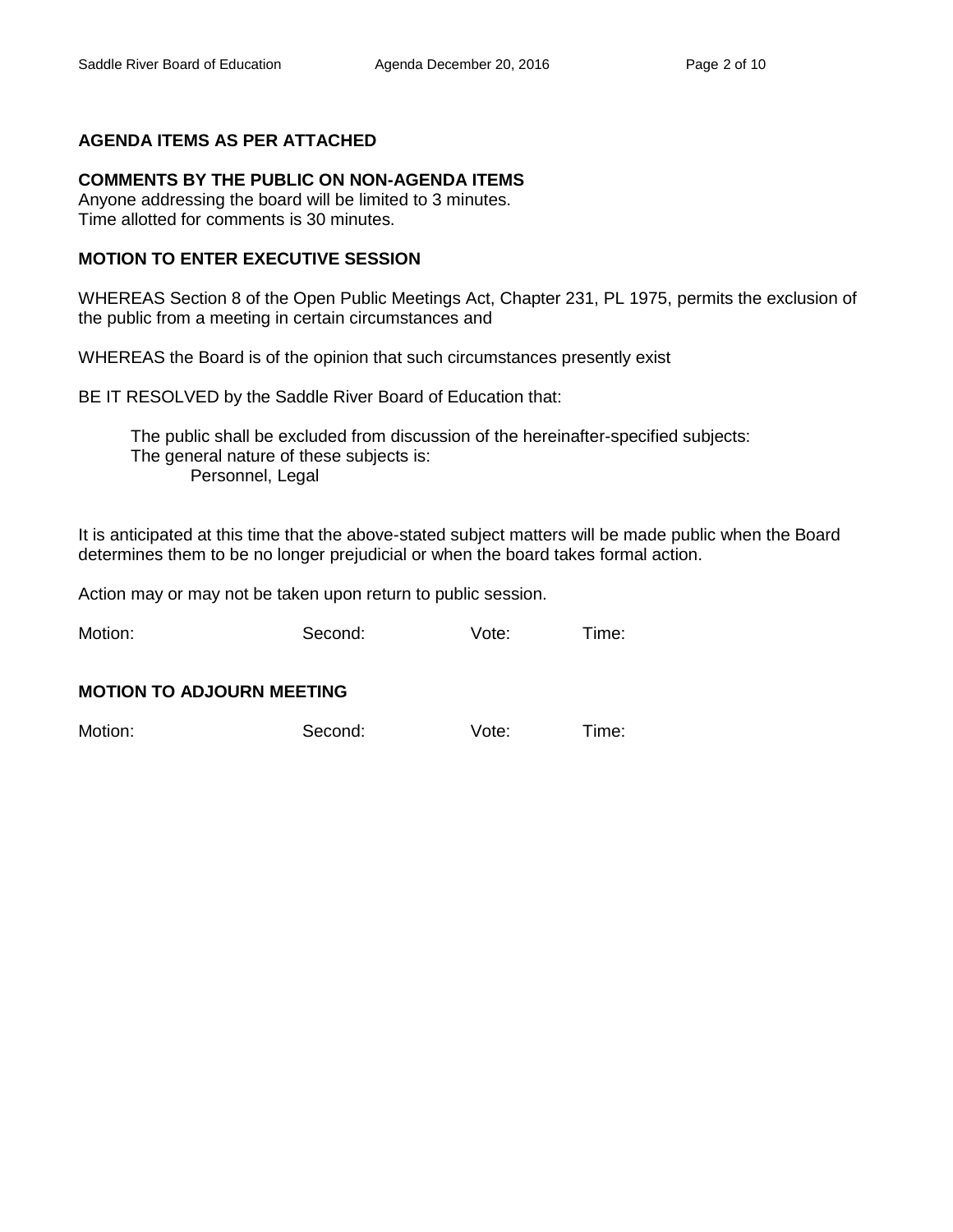**AGENDA ITEMS AS PER ATTACHED**

**COMMENTS BY THE PUBLIC ON NON-AGENDA ITEMS**
Anyone addressing the board will be limited to 3 minutes.
Time allotted for comments is 30 minutes.

**MOTION TO ENTER EXECUTIVE SESSION**

WHEREAS Section 8 of the Open Public Meetings Act, Chapter 231, PL 1975, permits the exclusion of the public from a meeting in certain circumstances and

WHEREAS the Board is of the opinion that such circumstances presently exist

BE IT RESOLVED by the Saddle River Board of Education that:

> The public shall be excluded from discussion of the hereinafter-specified subjects:
> The general nature of these subjects is:
> Personnel, Legal

It is anticipated at this time that the above-stated subject matters will be made public when the Board determines them to be no longer prejudicial or when the board takes formal action.

Action may or may not be taken upon return to public session.

Motion: Second: Vote: Time:

**MOTION TO ADJOURN MEETING**

Motion: Second: Vote: Time: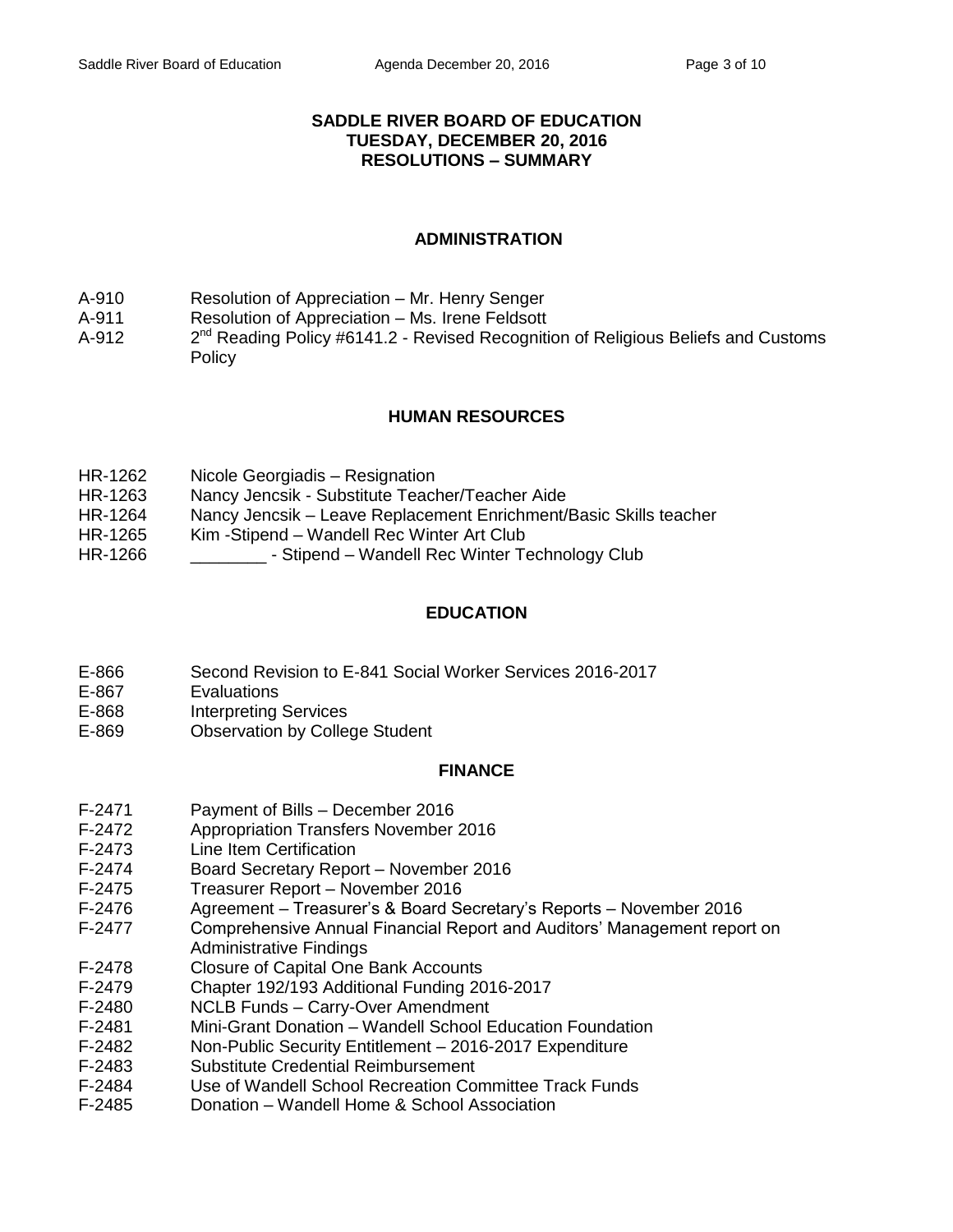# SADDLE RIVER BOARD OF EDUCATION
## TUESDAY, DECEMBER 20, 2016
## RESOLUTIONS – SUMMARY

### ADMINISTRATION

A-910 Resolution of Appreciation – Mr. Henry Senger
A-911 Resolution of Appreciation – Ms. Irene Feldsott
A-912 2nd Reading Policy #6141.2 - Revised Recognition of Religious Beliefs and Customs Policy

### HUMAN RESOURCES

HR-1262 Nicole Georgiadis – Resignation
HR-1263 Nancy Jencsik - Substitute Teacher/Teacher Aide
HR-1264 Nancy Jencsik – Leave Replacement Enrichment/Basic Skills teacher
HR-1265 Kim -Stipend – Wandell Rec Winter Art Club
HR-1266 ________ - Stipend – Wandell Rec Winter Technology Club

### EDUCATION

E-866 Second Revision to E-841 Social Worker Services 2016-2017
E-867 Evaluations
E-868 Interpreting Services
E-869 Observation by College Student

### FINANCE

F-2471 Payment of Bills – December 2016
F-2472 Appropriation Transfers November 2016
F-2473 Line Item Certification
F-2474 Board Secretary Report – November 2016
F-2475 Treasurer Report – November 2016
F-2476 Agreement – Treasurer's & Board Secretary's Reports – November 2016
F-2477 Comprehensive Annual Financial Report and Auditors' Management report on Administrative Findings
F-2478 Closure of Capital One Bank Accounts
F-2479 Chapter 192/193 Additional Funding 2016-2017
F-2480 NCLB Funds – Carry-Over Amendment
F-2481 Mini-Grant Donation – Wandell School Education Foundation
F-2482 Non-Public Security Entitlement – 2016-2017 Expenditure
F-2483 Substitute Credential Reimbursement
F-2484 Use of Wandell School Recreation Committee Track Funds
F-2485 Donation – Wandell Home & School Association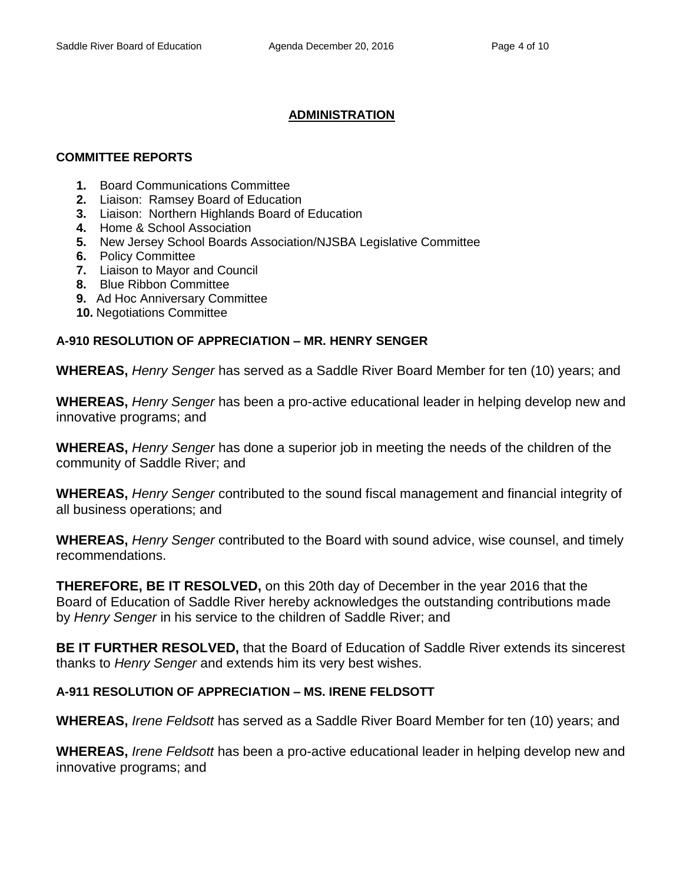## ADMINISTRATION

**COMMITTEE REPORTS**

1. Board Communications Committee
2. Liaison: Ramsey Board of Education
3. Liaison: Northern Highlands Board of Education
4. Home & School Association
5. New Jersey School Boards Association/NJSBA Legislative Committee
6. Policy Committee
7. Liaison to Mayor and Council
8. Blue Ribbon Committee
9. Ad Hoc Anniversary Committee
10. Negotiations Committee

**A-910 RESOLUTION OF APPRECIATION – MR. HENRY SENGER**

**WHEREAS,** *Henry Senger* has served as a Saddle River Board Member for ten (10) years; and

**WHEREAS,** *Henry Senger* has been a pro-active educational leader in helping develop new and innovative programs; and

**WHEREAS,** *Henry Senger* has done a superior job in meeting the needs of the children of the community of Saddle River; and

**WHEREAS,** *Henry Senger* contributed to the sound fiscal management and financial integrity of all business operations; and

**WHEREAS,** *Henry Senger* contributed to the Board with sound advice, wise counsel, and timely recommendations.

**THEREFORE, BE IT RESOLVED,** on this 20th day of December in the year 2016 that the Board of Education of Saddle River hereby acknowledges the outstanding contributions made by *Henry Senger* in his service to the children of Saddle River; and

**BE IT FURTHER RESOLVED,** that the Board of Education of Saddle River extends its sincerest thanks to *Henry Senger* and extends him its very best wishes.

**A-911 RESOLUTION OF APPRECIATION – MS. IRENE FELDSOTT**

**WHEREAS,** *Irene Feldsott* has served as a Saddle River Board Member for ten (10) years; and

**WHEREAS,** *Irene Feldsott* has been a pro-active educational leader in helping develop new and innovative programs; and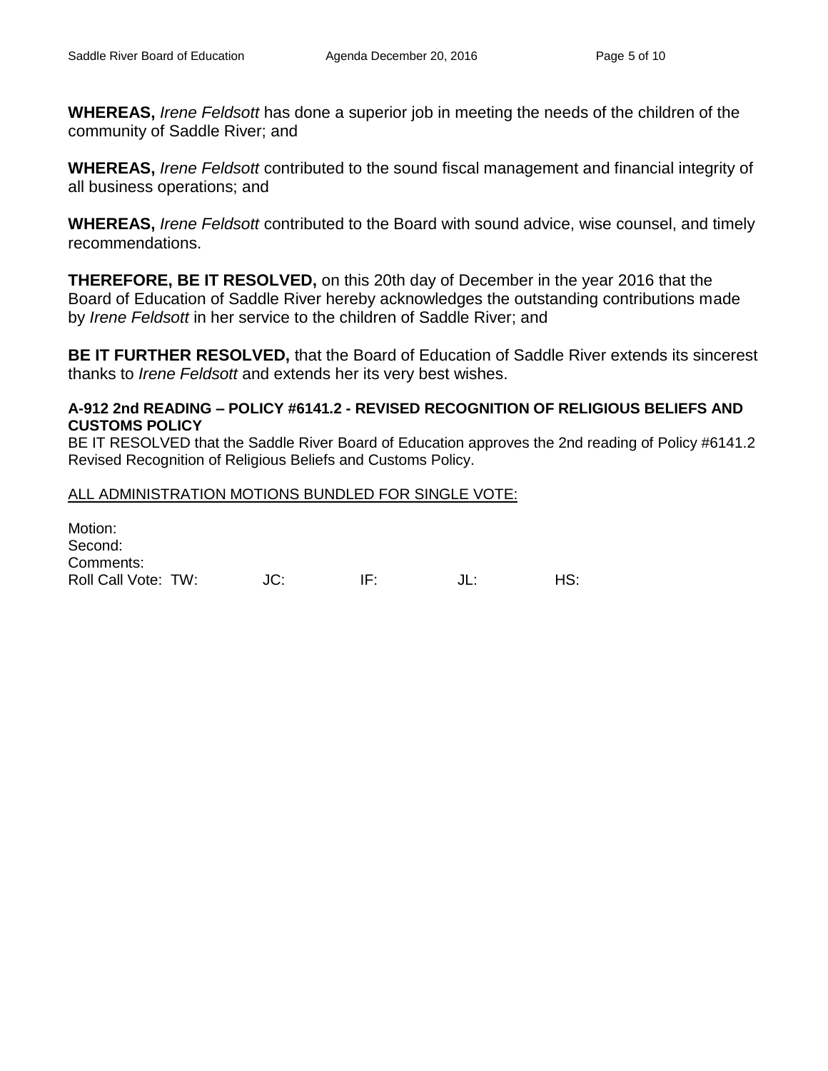**WHEREAS,** *Irene Feldsott* has done a superior job in meeting the needs of the children of the community of Saddle River; and

**WHEREAS,** *Irene Feldsott* contributed to the sound fiscal management and financial integrity of all business operations; and

**WHEREAS,** *Irene Feldsott* contributed to the Board with sound advice, wise counsel, and timely recommendations.

**THEREFORE, BE IT RESOLVED,** on this 20th day of December in the year 2016 that the Board of Education of Saddle River hereby acknowledges the outstanding contributions made by *Irene Feldsott* in her service to the children of Saddle River; and

**BE IT FURTHER RESOLVED,** that the Board of Education of Saddle River extends its sincerest thanks to *Irene Feldsott* and extends her its very best wishes.

**A-912 2nd READING – POLICY #6141.2 - REVISED RECOGNITION OF RELIGIOUS BELIEFS AND CUSTOMS POLICY**

BE IT RESOLVED that the Saddle River Board of Education approves the 2nd reading of Policy #6141.2 Revised Recognition of Religious Beliefs and Customs Policy.

<u>ALL ADMINISTRATION MOTIONS BUNDLED FOR SINGLE VOTE:</u>

Motion:
Second:
Comments:
Roll Call Vote: TW: JC: IF: JL: HS: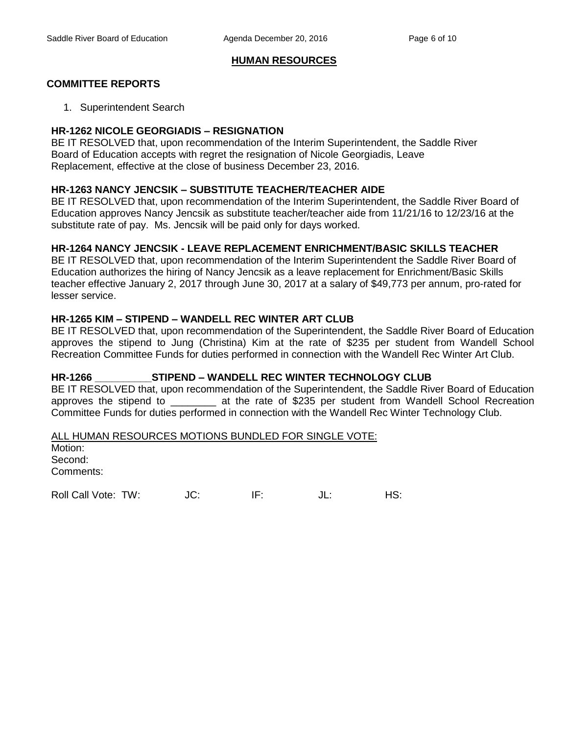## HUMAN RESOURCES

### COMMITTEE REPORTS

1. Superintendent Search

**HR-1262 NICOLE GEORGIADIS – RESIGNATION**
BE IT RESOLVED that, upon recommendation of the Interim Superintendent, the Saddle River Board of Education accepts with regret the resignation of Nicole Georgiadis, Leave Replacement, effective at the close of business December 23, 2016.

**HR-1263 NANCY JENCSIK – SUBSTITUTE TEACHER/TEACHER AIDE**
BE IT RESOLVED that, upon recommendation of the Interim Superintendent, the Saddle River Board of Education approves Nancy Jencsik as substitute teacher/teacher aide from 11/21/16 to 12/23/16 at the substitute rate of pay. Ms. Jencsik will be paid only for days worked.

**HR-1264 NANCY JENCSIK - LEAVE REPLACEMENT ENRICHMENT/BASIC SKILLS TEACHER**
BE IT RESOLVED that, upon recommendation of the Interim Superintendent the Saddle River Board of Education authorizes the hiring of Nancy Jencsik as a leave replacement for Enrichment/Basic Skills teacher effective January 2, 2017 through June 30, 2017 at a salary of $49,773 per annum, pro-rated for lesser service.

**HR-1265 KIM – STIPEND – WANDELL REC WINTER ART CLUB**
BE IT RESOLVED that, upon recommendation of the Superintendent, the Saddle River Board of Education approves the stipend to Jung (Christina) Kim at the rate of $235 per student from Wandell School Recreation Committee Funds for duties performed in connection with the Wandell Rec Winter Art Club.

**HR-1266 __________STIPEND – WANDELL REC WINTER TECHNOLOGY CLUB**
BE IT RESOLVED that, upon recommendation of the Superintendent, the Saddle River Board of Education approves the stipend to ________ at the rate of $235 per student from Wandell School Recreation Committee Funds for duties performed in connection with the Wandell Rec Winter Technology Club.

ALL HUMAN RESOURCES MOTIONS BUNDLED FOR SINGLE VOTE:
Motion:
Second:
Comments:

Roll Call Vote: TW: JC: IF: JL: HS: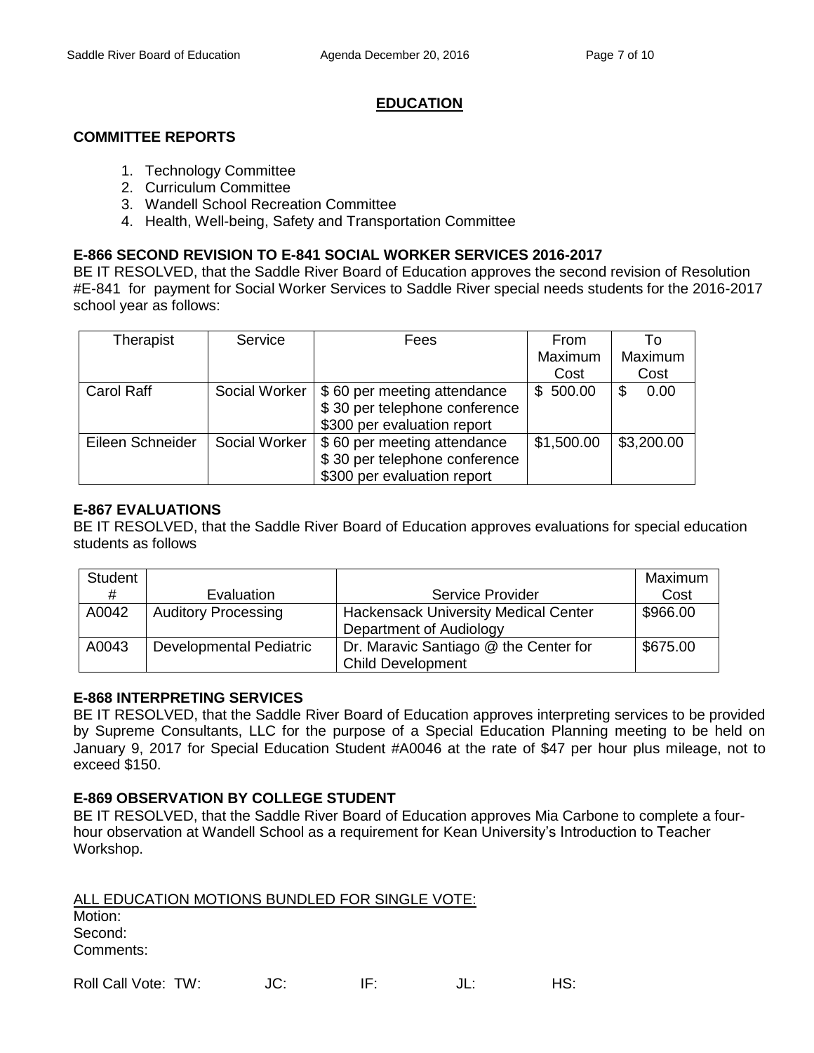# EDUCATION

**COMMITTEE REPORTS**

1. Technology Committee
2. Curriculum Committee
3. Wandell School Recreation Committee
4. Health, Well-being, Safety and Transportation Committee

**E-866 SECOND REVISION TO E-841 SOCIAL WORKER SERVICES 2016-2017**

BE IT RESOLVED, that the Saddle River Board of Education approves the second revision of Resolution #E-841 for payment for Social Worker Services to Saddle River special needs students for the 2016-2017 school year as follows:

| Therapist | Service | Fees | From Maximum Cost | To Maximum Cost |
|---|---|---|---|---|
| Carol Raff | Social Worker | $ 60 per meeting attendance<br>$ 30 per telephone conference<br>$300 per evaluation report | $ 500.00 | $ 0.00 |
| Eileen Schneider | Social Worker | $ 60 per meeting attendance<br>$ 30 per telephone conference<br>$300 per evaluation report | $1,500.00 | $3,200.00 |

**E-867 EVALUATIONS**

BE IT RESOLVED, that the Saddle River Board of Education approves evaluations for special education students as follows

| Student # | Evaluation | Service Provider | Maximum Cost |
|---|---|---|---|
| A0042 | Auditory Processing | Hackensack University Medical Center Department of Audiology | $966.00 |
| A0043 | Developmental Pediatric | Dr. Maravic Santiago @ the Center for Child Development | $675.00 |

**E-868 INTERPRETING SERVICES**

BE IT RESOLVED, that the Saddle River Board of Education approves interpreting services to be provided by Supreme Consultants, LLC for the purpose of a Special Education Planning meeting to be held on January 9, 2017 for Special Education Student #A0046 at the rate of $47 per hour plus mileage, not to exceed $150.

**E-869 OBSERVATION BY COLLEGE STUDENT**

BE IT RESOLVED, that the Saddle River Board of Education approves Mia Carbone to complete a four-hour observation at Wandell School as a requirement for Kean University's Introduction to Teacher Workshop.

ALL EDUCATION MOTIONS BUNDLED FOR SINGLE VOTE:

Motion:

Second:

Comments:

Roll Call Vote: TW: JC: IF: JL: HS: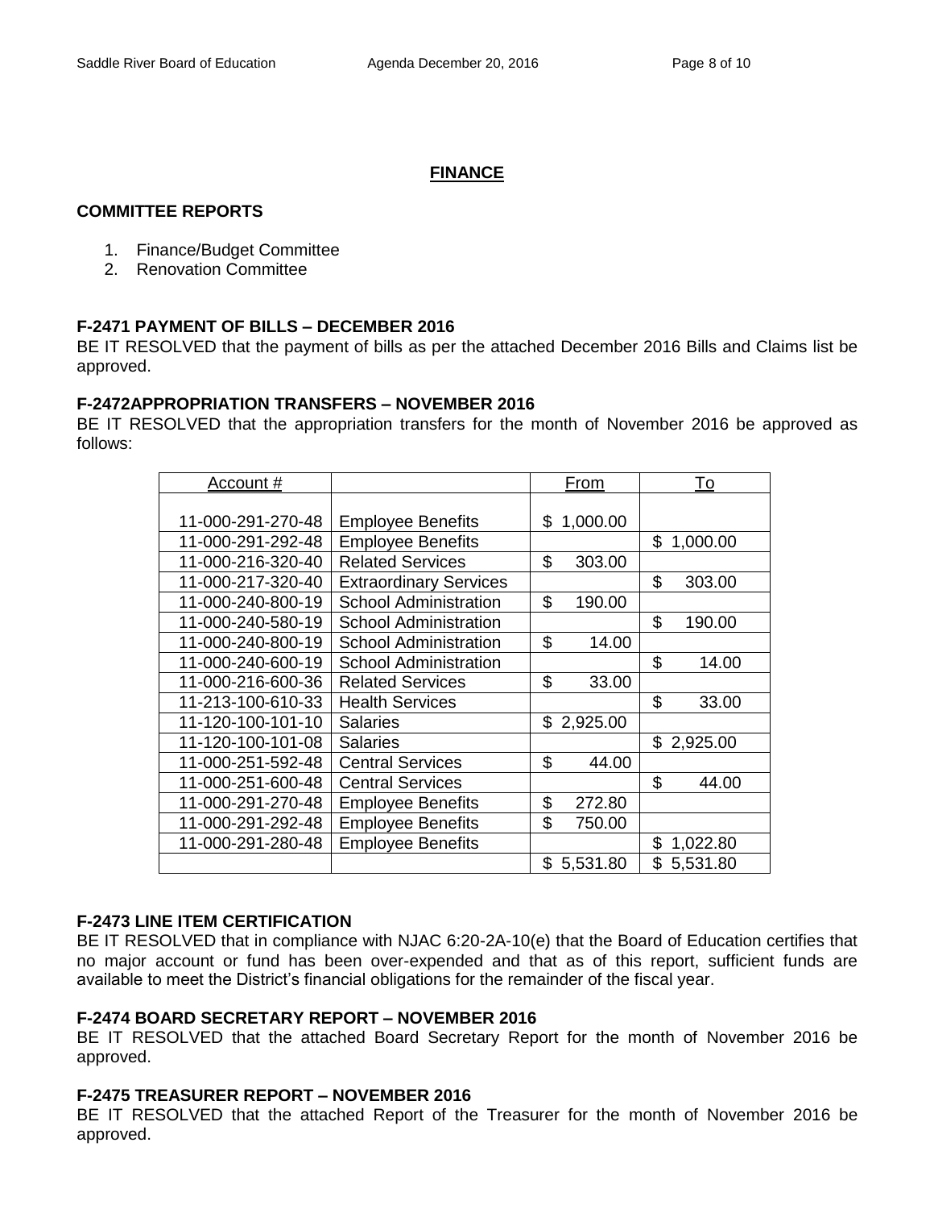## FINANCE

### COMMITTEE REPORTS

1. Finance/Budget Committee
2. Renovation Committee

### F-2471 PAYMENT OF BILLS – DECEMBER 2016

BE IT RESOLVED that the payment of bills as per the attached December 2016 Bills and Claims list be approved.

### F-2472APPROPRIATION TRANSFERS – NOVEMBER 2016

BE IT RESOLVED that the appropriation transfers for the month of November 2016 be approved as follows:

| Account # | | From | To |
|---|---|---|---|
| 11-000-291-270-48 | Employee Benefits | $ 1,000.00 | |
| 11-000-291-292-48 | Employee Benefits | | $ 1,000.00 |
| 11-000-216-320-40 | Related Services | $ 303.00 | |
| 11-000-217-320-40 | Extraordinary Services | | $ 303.00 |
| 11-000-240-800-19 | School Administration | $ 190.00 | |
| 11-000-240-580-19 | School Administration | | $ 190.00 |
| 11-000-240-800-19 | School Administration | $ 14.00 | |
| 11-000-240-600-19 | School Administration | | $ 14.00 |
| 11-000-216-600-36 | Related Services | $ 33.00 | |
| 11-213-100-610-33 | Health Services | | $ 33.00 |
| 11-120-100-101-10 | Salaries | $ 2,925.00 | |
| 11-120-100-101-08 | Salaries | | $ 2,925.00 |
| 11-000-251-592-48 | Central Services | $ 44.00 | |
| 11-000-251-600-48 | Central Services | | $ 44.00 |
| 11-000-291-270-48 | Employee Benefits | $ 272.80 | |
| 11-000-291-292-48 | Employee Benefits | $ 750.00 | |
| 11-000-291-280-48 | Employee Benefits | | $ 1,022.80 |
| | | $ 5,531.80 | $ 5,531.80 |

### F-2473 LINE ITEM CERTIFICATION

BE IT RESOLVED that in compliance with NJAC 6:20-2A-10(e) that the Board of Education certifies that no major account or fund has been over-expended and that as of this report, sufficient funds are available to meet the District's financial obligations for the remainder of the fiscal year.

### F-2474 BOARD SECRETARY REPORT – NOVEMBER 2016

BE IT RESOLVED that the attached Board Secretary Report for the month of November 2016 be approved.

### F-2475 TREASURER REPORT – NOVEMBER 2016

BE IT RESOLVED that the attached Report of the Treasurer for the month of November 2016 be approved.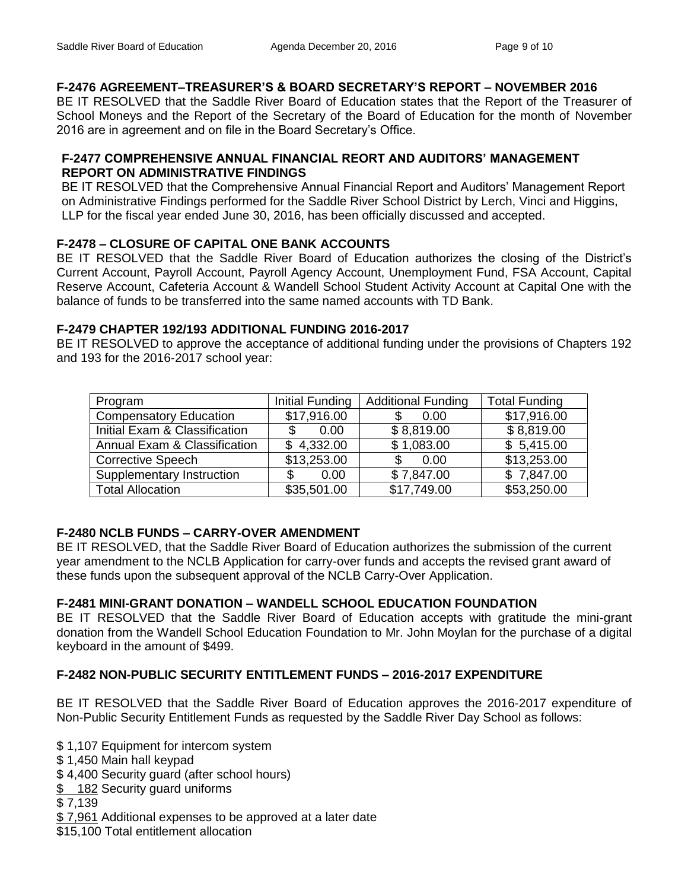### F-2476 AGREEMENT–TREASURER'S & BOARD SECRETARY'S REPORT – NOVEMBER 2016

BE IT RESOLVED that the Saddle River Board of Education states that the Report of the Treasurer of School Moneys and the Report of the Secretary of the Board of Education for the month of November 2016 are in agreement and on file in the Board Secretary's Office.

### F-2477 COMPREHENSIVE ANNUAL FINANCIAL REORT AND AUDITORS' MANAGEMENT REPORT ON ADMINISTRATIVE FINDINGS

BE IT RESOLVED that the Comprehensive Annual Financial Report and Auditors' Management Report on Administrative Findings performed for the Saddle River School District by Lerch, Vinci and Higgins, LLP for the fiscal year ended June 30, 2016, has been officially discussed and accepted.

### F-2478 – CLOSURE OF CAPITAL ONE BANK ACCOUNTS

BE IT RESOLVED that the Saddle River Board of Education authorizes the closing of the District's Current Account, Payroll Account, Payroll Agency Account, Unemployment Fund, FSA Account, Capital Reserve Account, Cafeteria Account & Wandell School Student Activity Account at Capital One with the balance of funds to be transferred into the same named accounts with TD Bank.

### F-2479 CHAPTER 192/193 ADDITIONAL FUNDING 2016-2017

BE IT RESOLVED to approve the acceptance of additional funding under the provisions of Chapters 192 and 193 for the 2016-2017 school year:

| Program | Initial Funding | Additional Funding | Total Funding |
|---|---|---|---|
| Compensatory Education | $17,916.00 | $ 0.00 | $17,916.00 |
| Initial Exam & Classification | $ 0.00 | $ 8,819.00 | $ 8,819.00 |
| Annual Exam & Classification | $ 4,332.00 | $ 1,083.00 | $ 5,415.00 |
| Corrective Speech | $13,253.00 | $ 0.00 | $13,253.00 |
| Supplementary Instruction | $ 0.00 | $ 7,847.00 | $ 7,847.00 |
| Total Allocation | $35,501.00 | $17,749.00 | $53,250.00 |

### F-2480 NCLB FUNDS – CARRY-OVER AMENDMENT

BE IT RESOLVED, that the Saddle River Board of Education authorizes the submission of the current year amendment to the NCLB Application for carry-over funds and accepts the revised grant award of these funds upon the subsequent approval of the NCLB Carry-Over Application.

### F-2481 MINI-GRANT DONATION – WANDELL SCHOOL EDUCATION FOUNDATION

BE IT RESOLVED that the Saddle River Board of Education accepts with gratitude the mini-grant donation from the Wandell School Education Foundation to Mr. John Moylan for the purchase of a digital keyboard in the amount of $499.

### F-2482 NON-PUBLIC SECURITY ENTITLEMENT FUNDS – 2016-2017 EXPENDITURE

BE IT RESOLVED that the Saddle River Board of Education approves the 2016-2017 expenditure of Non-Public Security Entitlement Funds as requested by the Saddle River Day School as follows:

$ 1,107 Equipment for intercom system
$ 1,450 Main hall keypad
$ 4,400 Security guard (after school hours)
$ 182 Security guard uniforms
$ 7,139
$ 7,961 Additional expenses to be approved at a later date
$15,100 Total entitlement allocation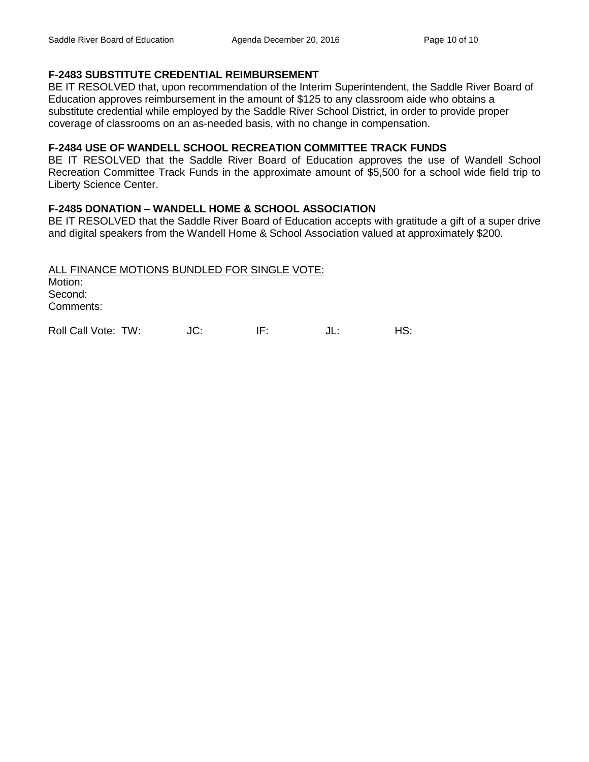**F-2483 SUBSTITUTE CREDENTIAL REIMBURSEMENT**
BE IT RESOLVED that, upon recommendation of the Interim Superintendent, the Saddle River Board of Education approves reimbursement in the amount of $125 to any classroom aide who obtains a substitute credential while employed by the Saddle River School District, in order to provide proper coverage of classrooms on an as-needed basis, with no change in compensation.

**F-2484 USE OF WANDELL SCHOOL RECREATION COMMITTEE TRACK FUNDS**
BE IT RESOLVED that the Saddle River Board of Education approves the use of Wandell School Recreation Committee Track Funds in the approximate amount of $5,500 for a school wide field trip to Liberty Science Center.

**F-2485 DONATION – WANDELL HOME & SCHOOL ASSOCIATION**
BE IT RESOLVED that the Saddle River Board of Education accepts with gratitude a gift of a super drive and digital speakers from the Wandell Home & School Association valued at approximately $200.

<u>ALL FINANCE MOTIONS BUNDLED FOR SINGLE VOTE:</u>
Motion:
Second:
Comments:

Roll Call Vote: TW: JC: IF: JL: HS: